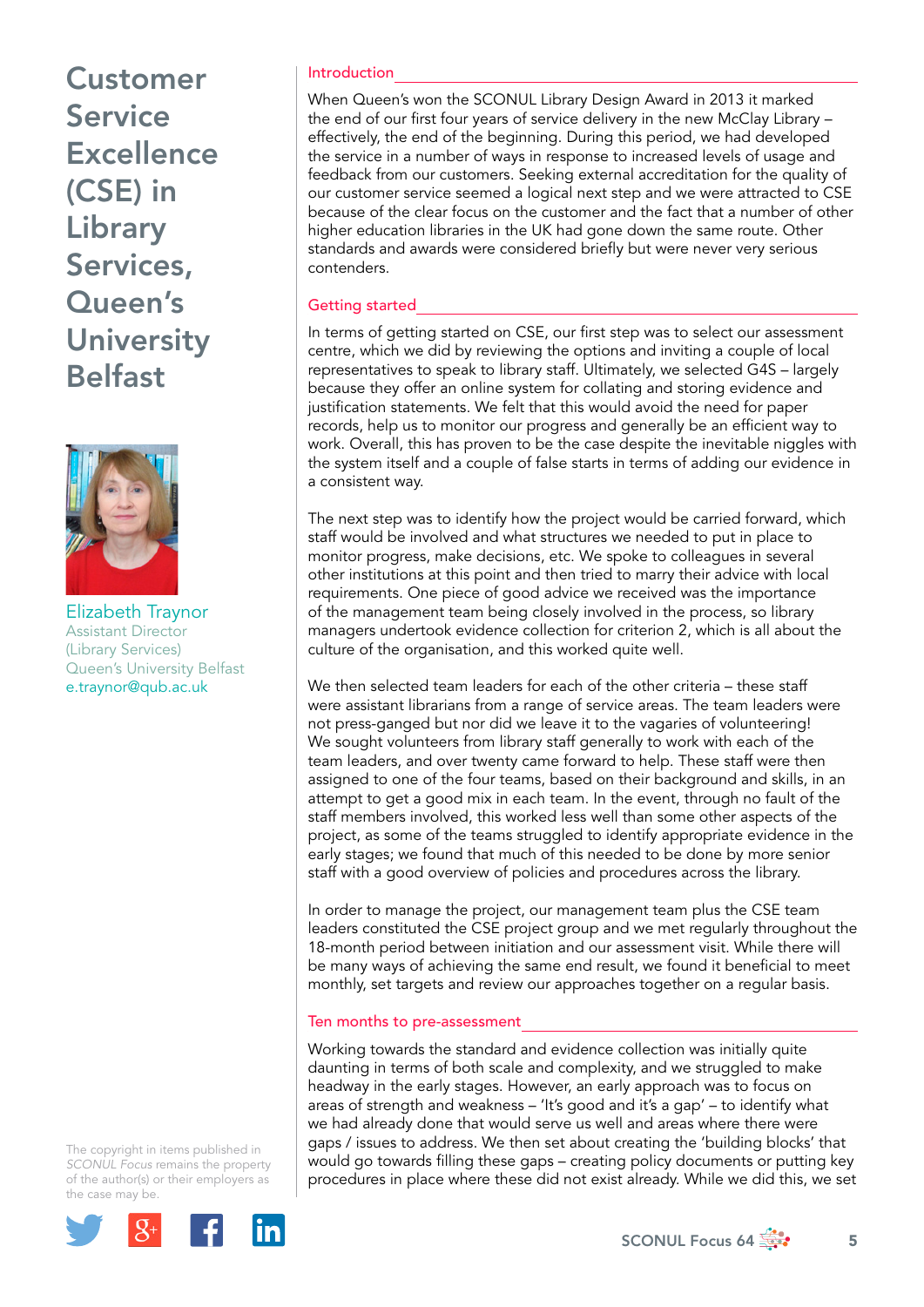# Customer Service Excellence (CSE) in Library Services, Queen's University Belfast

Elizabeth Traynor
Assistant Director
(Library Services)
Queen's University Belfast
e.traynor@qub.ac.uk

## Introduction

When Queen's won the SCONUL Library Design Award in 2013 it marked the end of our first four years of service delivery in the new McClay Library – effectively, the end of the beginning. During this period, we had developed the service in a number of ways in response to increased levels of usage and feedback from our customers. Seeking external accreditation for the quality of our customer service seemed a logical next step and we were attracted to CSE because of the clear focus on the customer and the fact that a number of other higher education libraries in the UK had gone down the same route. Other standards and awards were considered briefly but were never very serious contenders.

## Getting started

In terms of getting started on CSE, our first step was to select our assessment centre, which we did by reviewing the options and inviting a couple of local representatives to speak to library staff. Ultimately, we selected G4S – largely because they offer an online system for collating and storing evidence and justification statements. We felt that this would avoid the need for paper records, help us to monitor our progress and generally be an efficient way to work. Overall, this has proven to be the case despite the inevitable niggles with the system itself and a couple of false starts in terms of adding our evidence in a consistent way.

The next step was to identify how the project would be carried forward, which staff would be involved and what structures we needed to put in place to monitor progress, make decisions, etc. We spoke to colleagues in several other institutions at this point and then tried to marry their advice with local requirements. One piece of good advice we received was the importance of the management team being closely involved in the process, so library managers undertook evidence collection for criterion 2, which is all about the culture of the organisation, and this worked quite well.

We then selected team leaders for each of the other criteria – these staff were assistant librarians from a range of service areas. The team leaders were not press-ganged but nor did we leave it to the vagaries of volunteering! We sought volunteers from library staff generally to work with each of the team leaders, and over twenty came forward to help. These staff were then assigned to one of the four teams, based on their background and skills, in an attempt to get a good mix in each team. In the event, through no fault of the staff members involved, this worked less well than some other aspects of the project, as some of the teams struggled to identify appropriate evidence in the early stages; we found that much of this needed to be done by more senior staff with a good overview of policies and procedures across the library.

In order to manage the project, our management team plus the CSE team leaders constituted the CSE project group and we met regularly throughout the 18-month period between initiation and our assessment visit. While there will be many ways of achieving the same end result, we found it beneficial to meet monthly, set targets and review our approaches together on a regular basis.

## Ten months to pre-assessment

Working towards the standard and evidence collection was initially quite daunting in terms of both scale and complexity, and we struggled to make headway in the early stages. However, an early approach was to focus on areas of strength and weakness – 'It's good and it's a gap' – to identify what we had already done that would serve us well and areas where there were gaps / issues to address. We then set about creating the 'building blocks' that would go towards filling these gaps – creating policy documents or putting key procedures in place where these did not exist already. While we did this, we set

The copyright in items published in *SCONUL Focus* remains the property of the author(s) or their employers as the case may be.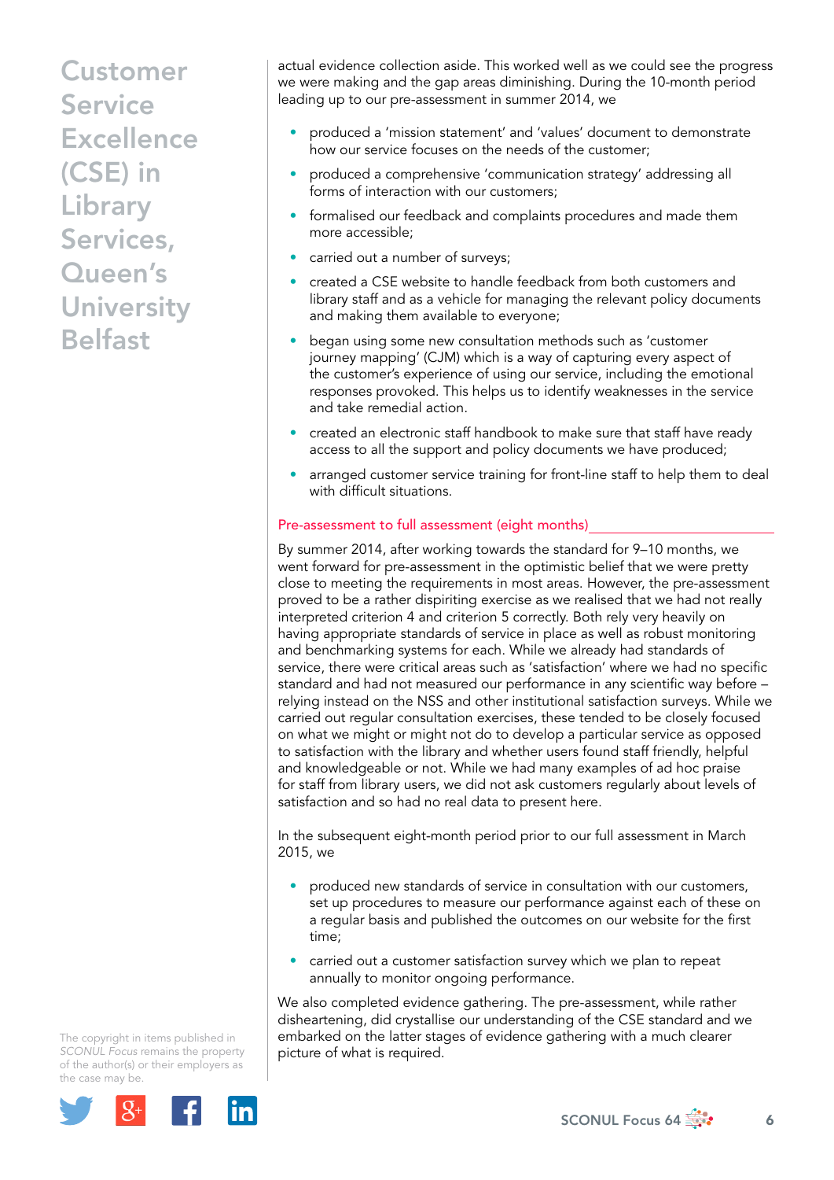actual evidence collection aside. This worked well as we could see the progress we were making and the gap areas diminishing. During the 10-month period leading up to our pre-assessment in summer 2014, we

- produced a 'mission statement' and 'values' document to demonstrate how our service focuses on the needs of the customer;
- produced a comprehensive 'communication strategy' addressing all forms of interaction with our customers;
- formalised our feedback and complaints procedures and made them more accessible;
- carried out a number of surveys;
- created a CSE website to handle feedback from both customers and library staff and as a vehicle for managing the relevant policy documents and making them available to everyone;
- began using some new consultation methods such as 'customer journey mapping' (CJM) which is a way of capturing every aspect of the customer's experience of using our service, including the emotional responses provoked. This helps us to identify weaknesses in the service and take remedial action.
- created an electronic staff handbook to make sure that staff have ready access to all the support and policy documents we have produced;
- arranged customer service training for front-line staff to help them to deal with difficult situations.

### Pre-assessment to full assessment (eight months)

By summer 2014, after working towards the standard for 9–10 months, we went forward for pre-assessment in the optimistic belief that we were pretty close to meeting the requirements in most areas. However, the pre-assessment proved to be a rather dispiriting exercise as we realised that we had not really interpreted criterion 4 and criterion 5 correctly. Both rely very heavily on having appropriate standards of service in place as well as robust monitoring and benchmarking systems for each. While we already had standards of service, there were critical areas such as 'satisfaction' where we had no specific standard and had not measured our performance in any scientific way before – relying instead on the NSS and other institutional satisfaction surveys. While we carried out regular consultation exercises, these tended to be closely focused on what we might or might not do to develop a particular service as opposed to satisfaction with the library and whether users found staff friendly, helpful and knowledgeable or not. While we had many examples of ad hoc praise for staff from library users, we did not ask customers regularly about levels of satisfaction and so had no real data to present here.

In the subsequent eight-month period prior to our full assessment in March 2015, we

- produced new standards of service in consultation with our customers, set up procedures to measure our performance against each of these on a regular basis and published the outcomes on our website for the first time;
- carried out a customer satisfaction survey which we plan to repeat annually to monitor ongoing performance.

We also completed evidence gathering. The pre-assessment, while rather disheartening, did crystallise our understanding of the CSE standard and we embarked on the latter stages of evidence gathering with a much clearer picture of what is required.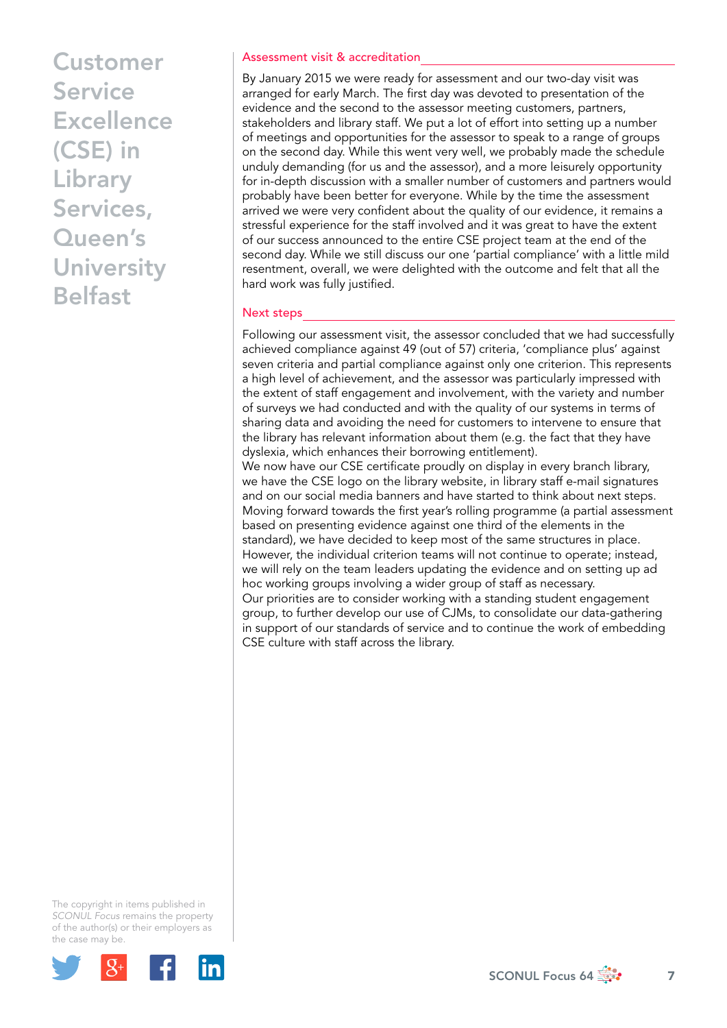## Assessment visit & accreditation

By January 2015 we were ready for assessment and our two-day visit was arranged for early March. The first day was devoted to presentation of the evidence and the second to the assessor meeting customers, partners, stakeholders and library staff. We put a lot of effort into setting up a number of meetings and opportunities for the assessor to speak to a range of groups on the second day. While this went very well, we probably made the schedule unduly demanding (for us and the assessor), and a more leisurely opportunity for in-depth discussion with a smaller number of customers and partners would probably have been better for everyone. While by the time the assessment arrived we were very confident about the quality of our evidence, it remains a stressful experience for the staff involved and it was great to have the extent of our success announced to the entire CSE project team at the end of the second day. While we still discuss our one 'partial compliance' with a little mild resentment, overall, we were delighted with the outcome and felt that all the hard work was fully justified.

## Next steps

Following our assessment visit, the assessor concluded that we had successfully achieved compliance against 49 (out of 57) criteria, 'compliance plus' against seven criteria and partial compliance against only one criterion. This represents a high level of achievement, and the assessor was particularly impressed with the extent of staff engagement and involvement, with the variety and number of surveys we had conducted and with the quality of our systems in terms of sharing data and avoiding the need for customers to intervene to ensure that the library has relevant information about them (e.g. the fact that they have dyslexia, which enhances their borrowing entitlement).

We now have our CSE certificate proudly on display in every branch library, we have the CSE logo on the library website, in library staff e-mail signatures and on our social media banners and have started to think about next steps. Moving forward towards the first year's rolling programme (a partial assessment based on presenting evidence against one third of the elements in the standard), we have decided to keep most of the same structures in place. However, the individual criterion teams will not continue to operate; instead, we will rely on the team leaders updating the evidence and on setting up ad hoc working groups involving a wider group of staff as necessary.

Our priorities are to consider working with a standing student engagement group, to further develop our use of CJMs, to consolidate our data-gathering in support of our standards of service and to continue the work of embedding CSE culture with staff across the library.